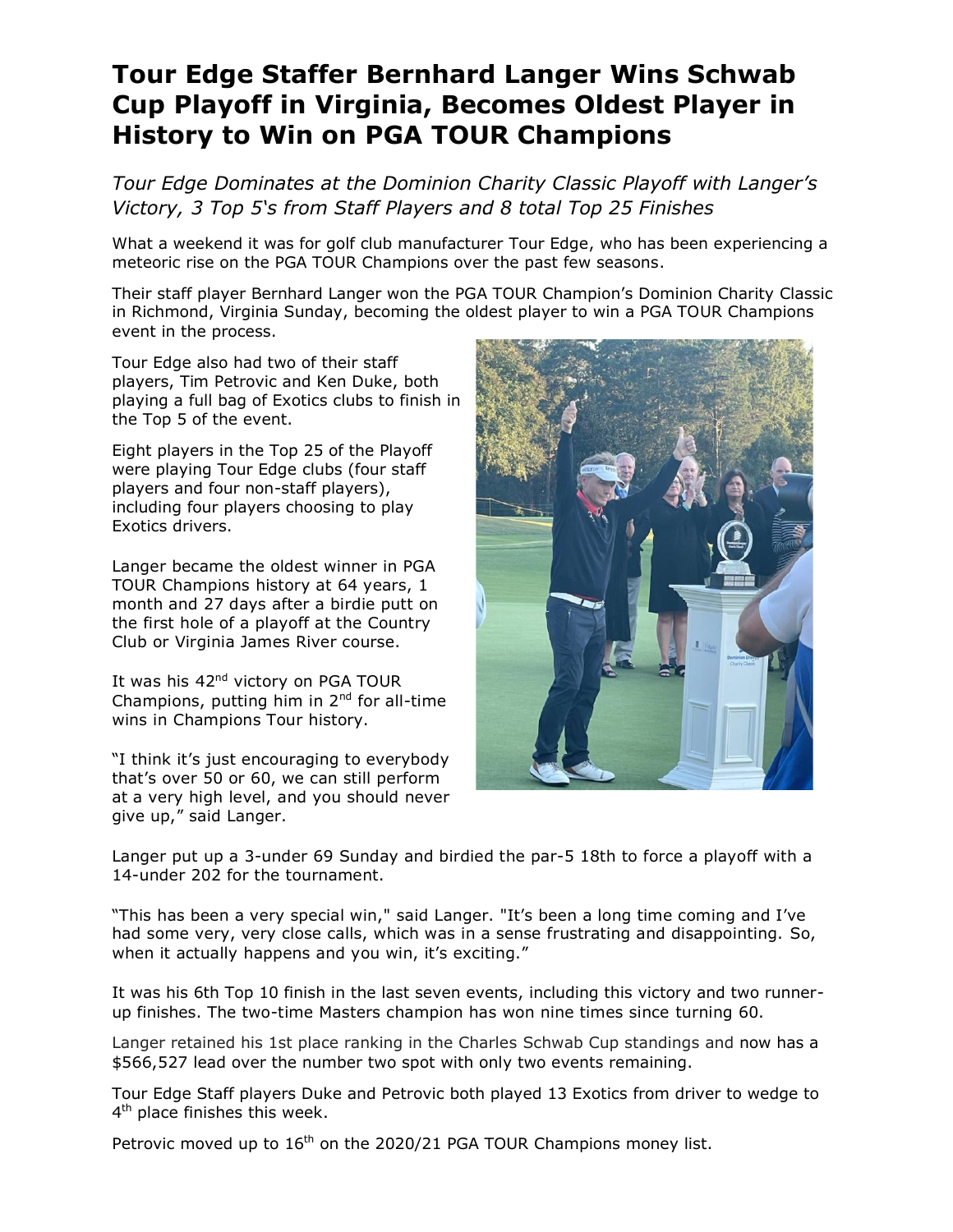# Tour Edge Staffer Bernhard Langer Wins Schwab Cup Playoff in Virginia, Becomes Oldest Player in History to Win on PGA TOUR Champions

*Tour Edge Dominates at the Dominion Charity Classic Playoff with Langer's Victory, 3 Top 5's from Staff Players and 8 total Top 25 Finishes*

What a weekend it was for golf club manufacturer Tour Edge, who has been experiencing a meteoric rise on the PGA TOUR Champions over the past few seasons.

Their staff player Bernhard Langer won the PGA TOUR Champion's Dominion Charity Classic in Richmond, Virginia Sunday, becoming the oldest player to win a PGA TOUR Champions event in the process.

Tour Edge also had two of their staff players, Tim Petrovic and Ken Duke, both playing a full bag of Exotics clubs to finish in the Top 5 of the event.

Eight players in the Top 25 of the Playoff were playing Tour Edge clubs (four staff players and four non-staff players), including four players choosing to play Exotics drivers.

Langer became the oldest winner in PGA TOUR Champions history at 64 years, 1 month and 27 days after a birdie putt on the first hole of a playoff at the Country Club or Virginia James River course.

It was his 42nd victory on PGA TOUR Champions, putting him in 2nd for all-time wins in Champions Tour history.

"I think it's just encouraging to everybody that's over 50 or 60, we can still perform at a very high level, and you should never give up," said Langer.

Langer put up a 3-under 69 Sunday and birdied the par-5 18th to force a playoff with a 14-under 202 for the tournament.

"This has been a very special win," said Langer. "It's been a long time coming and I've had some very, very close calls, which was in a sense frustrating and disappointing. So, when it actually happens and you win, it's exciting."

It was his 6th Top 10 finish in the last seven events, including this victory and two runner-up finishes. The two-time Masters champion has won nine times since turning 60.

Langer retained his 1st place ranking in the Charles Schwab Cup standings and now has a $566,527 lead over the number two spot with only two events remaining.

Tour Edge Staff players Duke and Petrovic both played 13 Exotics from driver to wedge to 4th place finishes this week.

Petrovic moved up to 16th on the 2020/21 PGA TOUR Champions money list.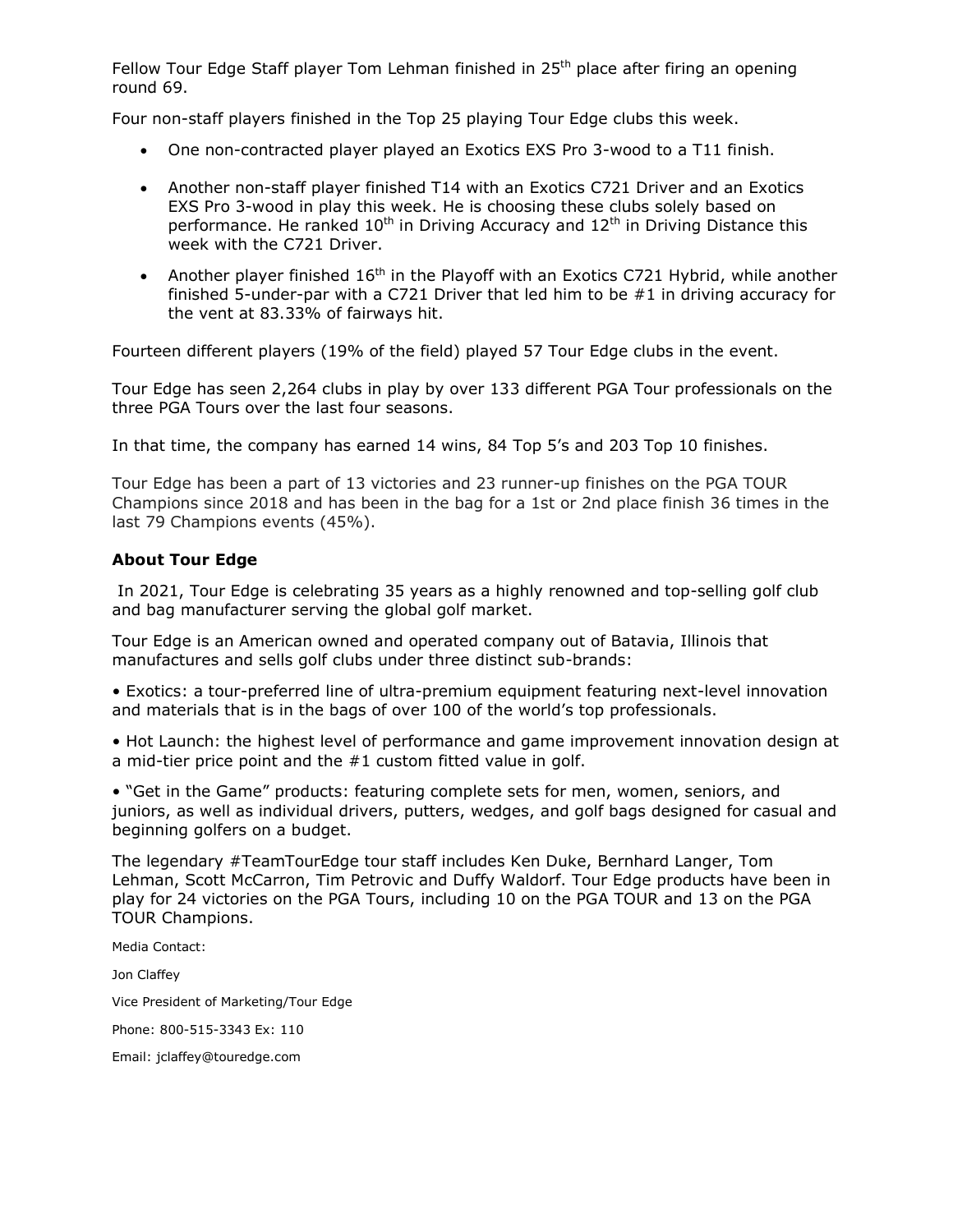Fellow Tour Edge Staff player Tom Lehman finished in 25th place after firing an opening round 69.

Four non-staff players finished in the Top 25 playing Tour Edge clubs this week.

- One non-contracted player played an Exotics EXS Pro 3-wood to a T11 finish.
- Another non-staff player finished T14 with an Exotics C721 Driver and an Exotics EXS Pro 3-wood in play this week. He is choosing these clubs solely based on performance. He ranked 10th in Driving Accuracy and 12th in Driving Distance this week with the C721 Driver.
- Another player finished 16th in the Playoff with an Exotics C721 Hybrid, while another finished 5-under-par with a C721 Driver that led him to be #1 in driving accuracy for the vent at 83.33% of fairways hit.

Fourteen different players (19% of the field) played 57 Tour Edge clubs in the event.

Tour Edge has seen 2,264 clubs in play by over 133 different PGA Tour professionals on the three PGA Tours over the last four seasons.

In that time, the company has earned 14 wins, 84 Top 5's and 203 Top 10 finishes.

Tour Edge has been a part of 13 victories and 23 runner-up finishes on the PGA TOUR Champions since 2018 and has been in the bag for a 1st or 2nd place finish 36 times in the last 79 Champions events (45%).

**About Tour Edge**

In 2021, Tour Edge is celebrating 35 years as a highly renowned and top-selling golf club and bag manufacturer serving the global golf market.

Tour Edge is an American owned and operated company out of Batavia, Illinois that manufactures and sells golf clubs under three distinct sub-brands:

• Exotics: a tour-preferred line of ultra-premium equipment featuring next-level innovation and materials that is in the bags of over 100 of the world's top professionals.

• Hot Launch: the highest level of performance and game improvement innovation design at a mid-tier price point and the #1 custom fitted value in golf.

• "Get in the Game" products: featuring complete sets for men, women, seniors, and juniors, as well as individual drivers, putters, wedges, and golf bags designed for casual and beginning golfers on a budget.

The legendary #TeamTourEdge tour staff includes Ken Duke, Bernhard Langer, Tom Lehman, Scott McCarron, Tim Petrovic and Duffy Waldorf. Tour Edge products have been in play for 24 victories on the PGA Tours, including 10 on the PGA TOUR and 13 on the PGA TOUR Champions.

Media Contact:

Jon Claffey

Vice President of Marketing/Tour Edge

Phone: 800-515-3343 Ex: 110

Email: jclaffey@touredge.com